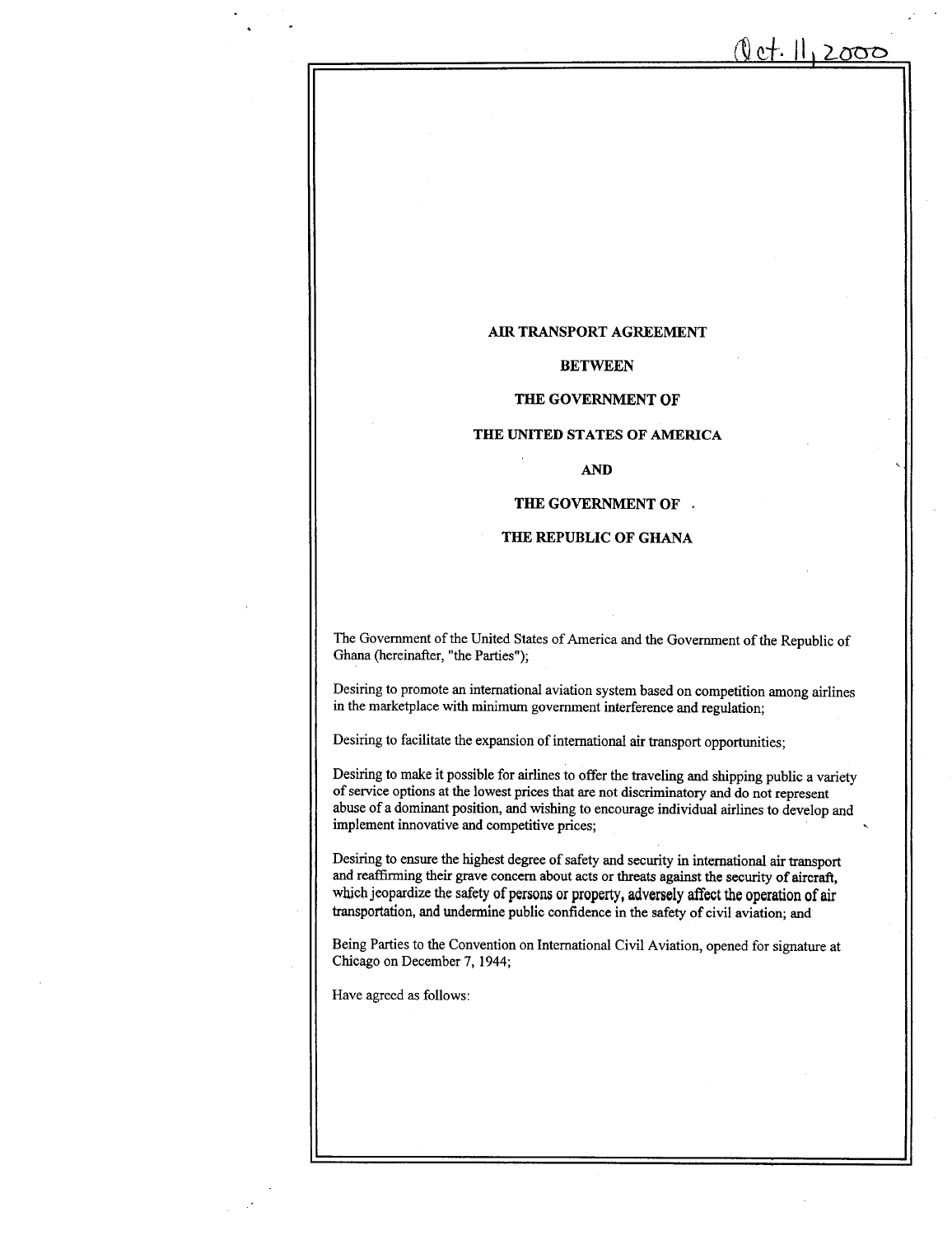Oct. 11, 2000

# AIR TRANSPORT AGREEMENT

# BETWEEN

# THE GOVERNMENT OF

# THE UNITED STATES OF AMERICA

# AND

# THE GOVERNMENT OF

# THE REPUBLIC OF GHANA

The Government of the United States of America and the Government of the Republic of Ghana (hereinafter, "the Parties");

Desiring to promote an international aviation system based on competition among airlines in the marketplace with minimum government interference and regulation;

Desiring to facilitate the expansion of international air transport opportunities;

Desiring to make it possible for airlines to offer the traveling and shipping public a variety of service options at the lowest prices that are not discriminatory and do not represent abuse of a dominant position, and wishing to encourage individual airlines to develop and implement innovative and competitive prices;

Desiring to ensure the highest degree of safety and security in international air transport and reaffirming their grave concern about acts or threats against the security of aircraft, which jeopardize the safety of persons or property, adversely affect the operation of air transportation, and undermine public confidence in the safety of civil aviation; and

Being Parties to the Convention on International Civil Aviation, opened for signature at Chicago on December 7, 1944;

Have agreed as follows: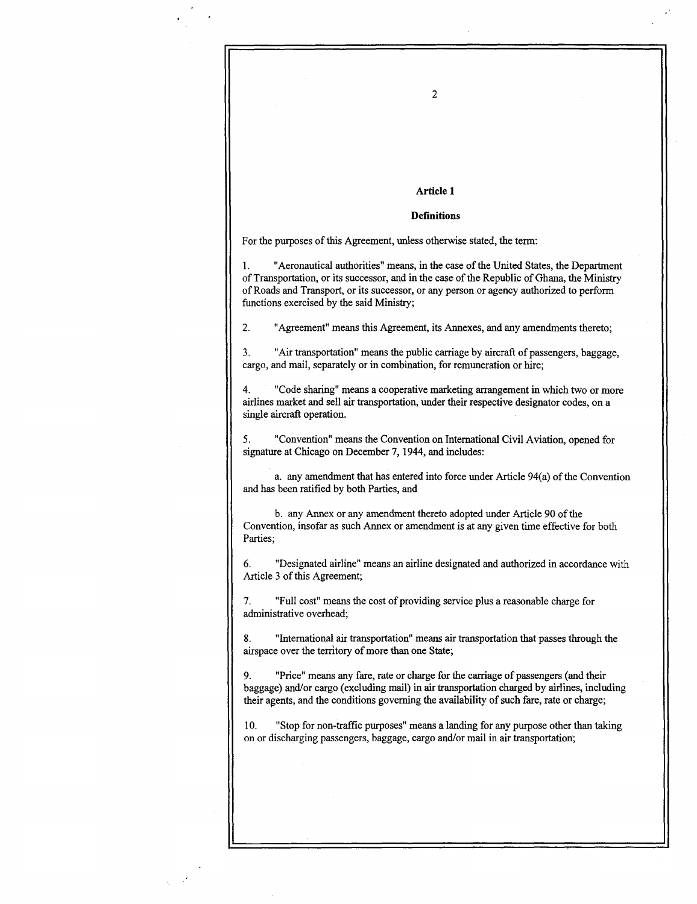## Article 1

### Definitions

For the purposes of this Agreement, unless otherwise stated, the term:

1. "Aeronautical authorities" means, in the case of the United States, the Department of Transportation, or its successor, and in the case of the Republic of Ghana, the Ministry of Roads and Transport, or its successor, or any person or agency authorized to perform functions exercised by the said Ministry;

2. "Agreement" means this Agreement, its Annexes, and any amendments thereto;

3. "Air transportation" means the public carriage by aircraft of passengers, baggage, cargo, and mail, separately or in combination, for remuneration or hire;

4. "Code sharing" means a cooperative marketing arrangement in which two or more airlines market and sell air transportation, under their respective designator codes, on a single aircraft operation.

5. "Convention" means the Convention on International Civil Aviation, opened for signature at Chicago on December 7, 1944, and includes:

    a. any amendment that has entered into force under Article 94(a) of the Convention and has been ratified by both Parties, and

    b. any Annex or any amendment thereto adopted under Article 90 of the Convention, insofar as such Annex or amendment is at any given time effective for both Parties;

6. "Designated airline" means an airline designated and authorized in accordance with Article 3 of this Agreement;

7. "Full cost" means the cost of providing service plus a reasonable charge for administrative overhead;

8. "International air transportation" means air transportation that passes through the airspace over the territory of more than one State;

9. "Price" means any fare, rate or charge for the carriage of passengers (and their baggage) and/or cargo (excluding mail) in air transportation charged by airlines, including their agents, and the conditions governing the availability of such fare, rate or charge;

10. "Stop for non-traffic purposes" means a landing for any purpose other than taking on or discharging passengers, baggage, cargo and/or mail in air transportation;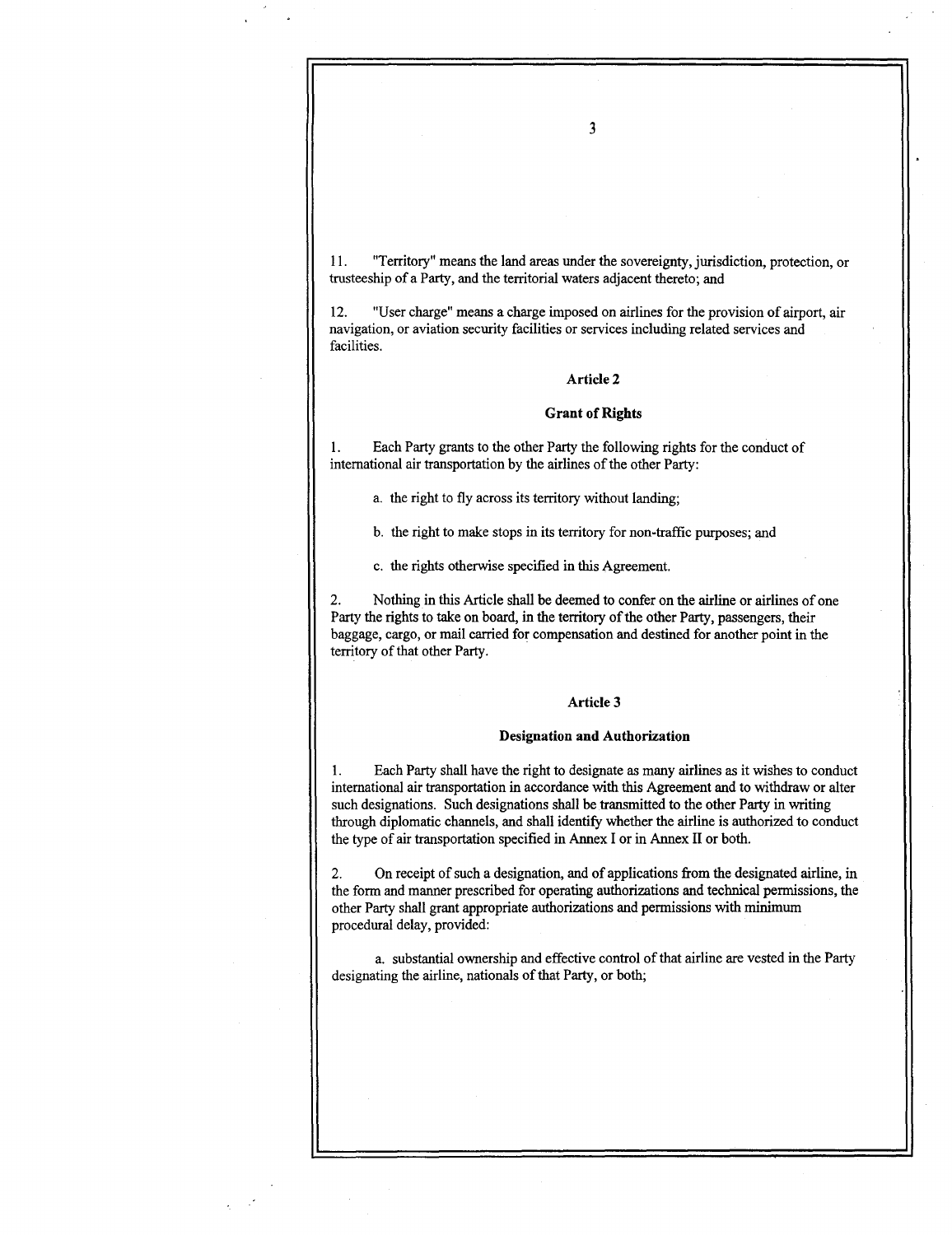11. "Territory" means the land areas under the sovereignty, jurisdiction, protection, or trusteeship of a Party, and the territorial waters adjacent thereto; and

12. "User charge" means a charge imposed on airlines for the provision of airport, air navigation, or aviation security facilities or services including related services and facilities.

## Article 2

## Grant of Rights

1. Each Party grants to the other Party the following rights for the conduct of international air transportation by the airlines of the other Party:

   a. the right to fly across its territory without landing;

   b. the right to make stops in its territory for non-traffic purposes; and

   c. the rights otherwise specified in this Agreement.

2. Nothing in this Article shall be deemed to confer on the airline or airlines of one Party the rights to take on board, in the territory of the other Party, passengers, their baggage, cargo, or mail carried for compensation and destined for another point in the territory of that other Party.

## Article 3

## Designation and Authorization

1. Each Party shall have the right to designate as many airlines as it wishes to conduct international air transportation in accordance with this Agreement and to withdraw or alter such designations. Such designations shall be transmitted to the other Party in writing through diplomatic channels, and shall identify whether the airline is authorized to conduct the type of air transportation specified in Annex I or in Annex II or both.

2. On receipt of such a designation, and of applications from the designated airline, in the form and manner prescribed for operating authorizations and technical permissions, the other Party shall grant appropriate authorizations and permissions with minimum procedural delay, provided:

   a. substantial ownership and effective control of that airline are vested in the Party designating the airline, nationals of that Party, or both;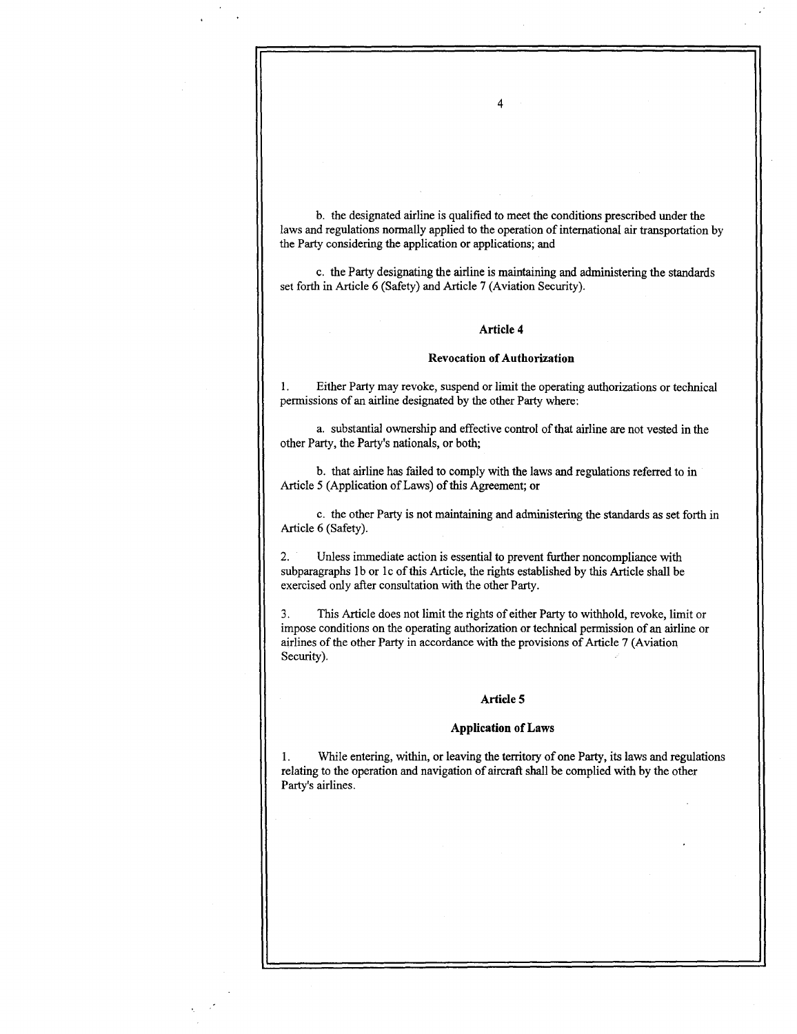b. the designated airline is qualified to meet the conditions prescribed under the laws and regulations normally applied to the operation of international air transportation by the Party considering the application or applications; and

c. the Party designating the airline is maintaining and administering the standards set forth in Article 6 (Safety) and Article 7 (Aviation Security).

### Article 4

### Revocation of Authorization

1. Either Party may revoke, suspend or limit the operating authorizations or technical permissions of an airline designated by the other Party where:

a. substantial ownership and effective control of that airline are not vested in the other Party, the Party's nationals, or both;

b. that airline has failed to comply with the laws and regulations referred to in Article 5 (Application of Laws) of this Agreement; or

c. the other Party is not maintaining and administering the standards as set forth in Article 6 (Safety).

2. Unless immediate action is essential to prevent further noncompliance with subparagraphs 1b or 1c of this Article, the rights established by this Article shall be exercised only after consultation with the other Party.

3. This Article does not limit the rights of either Party to withhold, revoke, limit or impose conditions on the operating authorization or technical permission of an airline or airlines of the other Party in accordance with the provisions of Article 7 (Aviation Security).

### Article 5

### Application of Laws

1. While entering, within, or leaving the territory of one Party, its laws and regulations relating to the operation and navigation of aircraft shall be complied with by the other Party's airlines.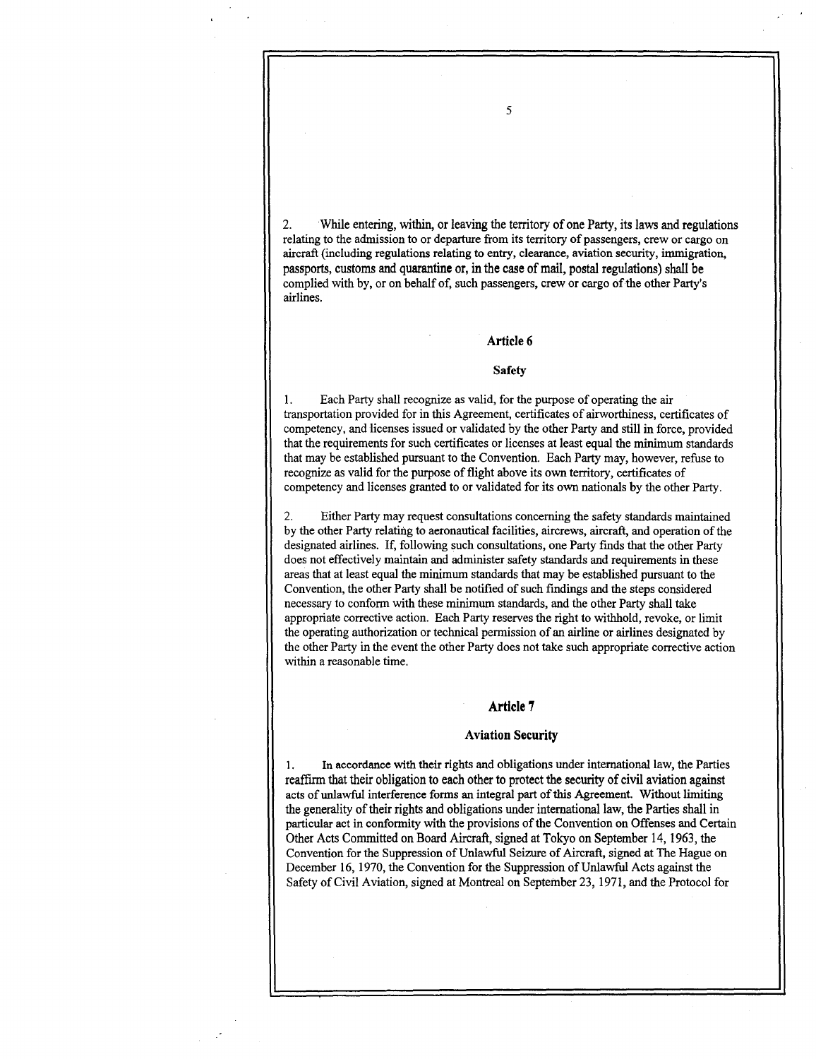2. While entering, within, or leaving the territory of one Party, its laws and regulations relating to the admission to or departure from its territory of passengers, crew or cargo on aircraft (including regulations relating to entry, clearance, aviation security, immigration, passports, customs and quarantine or, in the case of mail, postal regulations) shall be complied with by, or on behalf of, such passengers, crew or cargo of the other Party's airlines.

## Article 6

### Safety

1. Each Party shall recognize as valid, for the purpose of operating the air transportation provided for in this Agreement, certificates of airworthiness, certificates of competency, and licenses issued or validated by the other Party and still in force, provided that the requirements for such certificates or licenses at least equal the minimum standards that may be established pursuant to the Convention. Each Party may, however, refuse to recognize as valid for the purpose of flight above its own territory, certificates of competency and licenses granted to or validated for its own nationals by the other Party.

2. Either Party may request consultations concerning the safety standards maintained by the other Party relating to aeronautical facilities, aircrews, aircraft, and operation of the designated airlines. If, following such consultations, one Party finds that the other Party does not effectively maintain and administer safety standards and requirements in these areas that at least equal the minimum standards that may be established pursuant to the Convention, the other Party shall be notified of such findings and the steps considered necessary to conform with these minimum standards, and the other Party shall take appropriate corrective action. Each Party reserves the right to withhold, revoke, or limit the operating authorization or technical permission of an airline or airlines designated by the other Party in the event the other Party does not take such appropriate corrective action within a reasonable time.

## Article 7

### Aviation Security

1. In accordance with their rights and obligations under international law, the Parties reaffirm that their obligation to each other to protect the security of civil aviation against acts of unlawful interference forms an integral part of this Agreement. Without limiting the generality of their rights and obligations under international law, the Parties shall in particular act in conformity with the provisions of the Convention on Offenses and Certain Other Acts Committed on Board Aircraft, signed at Tokyo on September 14, 1963, the Convention for the Suppression of Unlawful Seizure of Aircraft, signed at The Hague on December 16, 1970, the Convention for the Suppression of Unlawful Acts against the Safety of Civil Aviation, signed at Montreal on September 23, 1971, and the Protocol for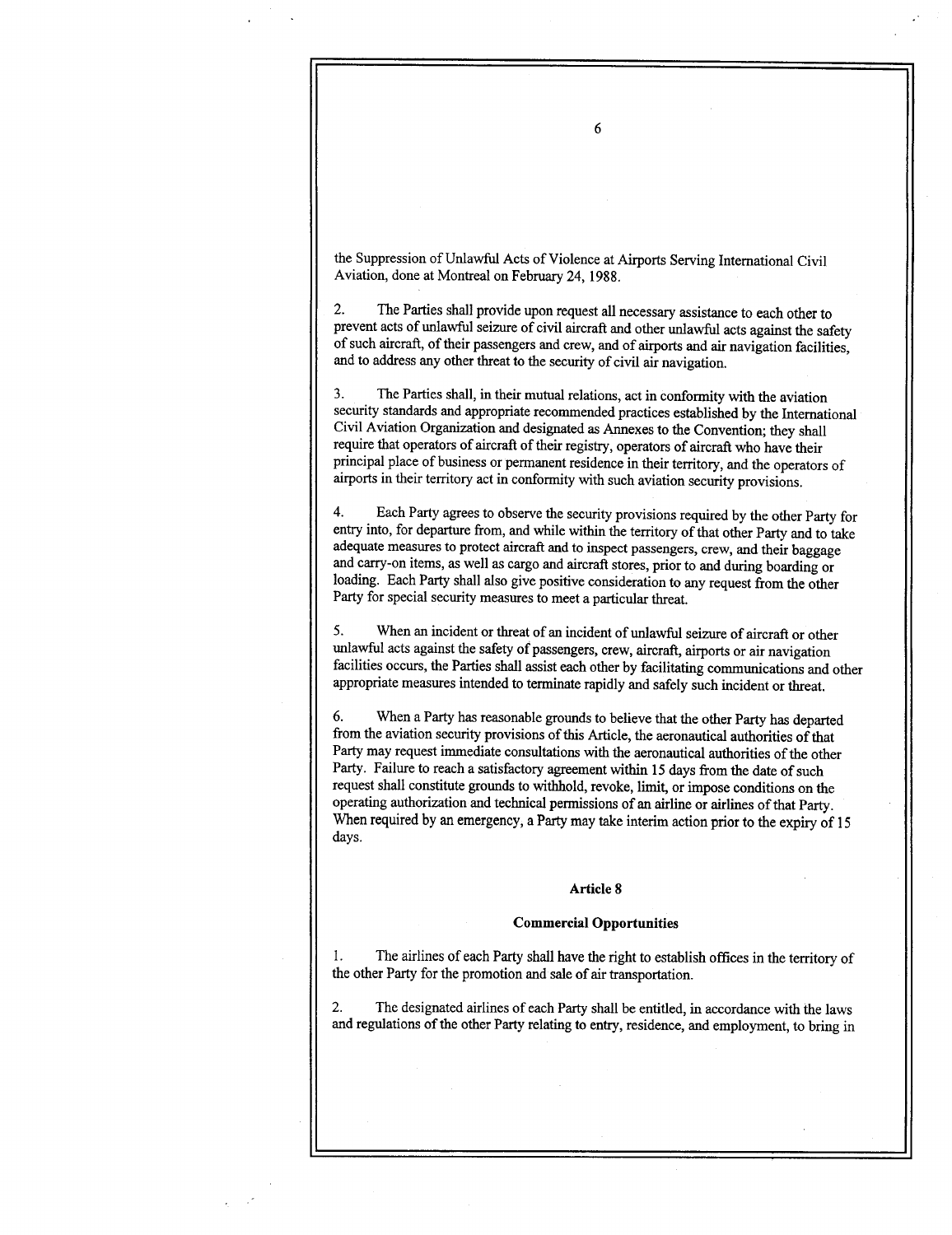the Suppression of Unlawful Acts of Violence at Airports Serving International Civil Aviation, done at Montreal on February 24, 1988.

2. The Parties shall provide upon request all necessary assistance to each other to prevent acts of unlawful seizure of civil aircraft and other unlawful acts against the safety of such aircraft, of their passengers and crew, and of airports and air navigation facilities, and to address any other threat to the security of civil air navigation.

3. The Parties shall, in their mutual relations, act in conformity with the aviation security standards and appropriate recommended practices established by the International Civil Aviation Organization and designated as Annexes to the Convention; they shall require that operators of aircraft of their registry, operators of aircraft who have their principal place of business or permanent residence in their territory, and the operators of airports in their territory act in conformity with such aviation security provisions.

4. Each Party agrees to observe the security provisions required by the other Party for entry into, for departure from, and while within the territory of that other Party and to take adequate measures to protect aircraft and to inspect passengers, crew, and their baggage and carry-on items, as well as cargo and aircraft stores, prior to and during boarding or loading. Each Party shall also give positive consideration to any request from the other Party for special security measures to meet a particular threat.

5. When an incident or threat of an incident of unlawful seizure of aircraft or other unlawful acts against the safety of passengers, crew, aircraft, airports or air navigation facilities occurs, the Parties shall assist each other by facilitating communications and other appropriate measures intended to terminate rapidly and safely such incident or threat.

6. When a Party has reasonable grounds to believe that the other Party has departed from the aviation security provisions of this Article, the aeronautical authorities of that Party may request immediate consultations with the aeronautical authorities of the other Party. Failure to reach a satisfactory agreement within 15 days from the date of such request shall constitute grounds to withhold, revoke, limit, or impose conditions on the operating authorization and technical permissions of an airline or airlines of that Party. When required by an emergency, a Party may take interim action prior to the expiry of 15 days.

## Article 8

## Commercial Opportunities

1. The airlines of each Party shall have the right to establish offices in the territory of the other Party for the promotion and sale of air transportation.

2. The designated airlines of each Party shall be entitled, in accordance with the laws and regulations of the other Party relating to entry, residence, and employment, to bring in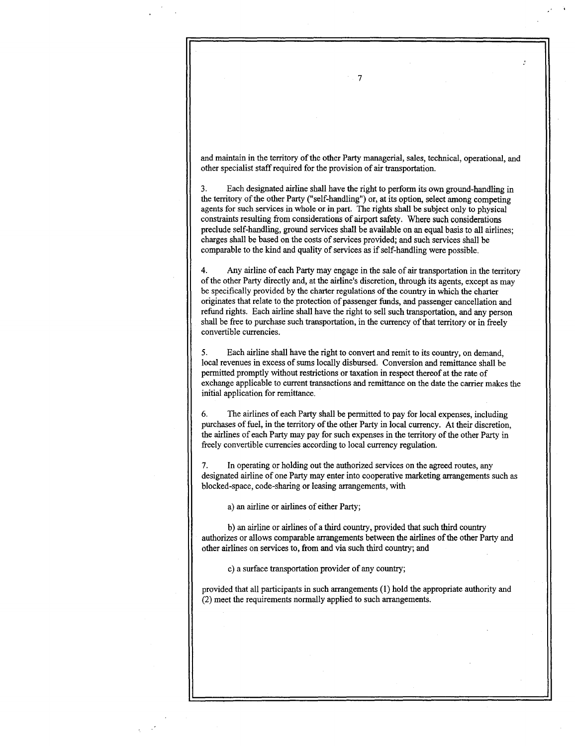and maintain in the territory of the other Party managerial, sales, technical, operational, and other specialist staff required for the provision of air transportation.

3. Each designated airline shall have the right to perform its own ground-handling in the territory of the other Party ("self-handling") or, at its option, select among competing agents for such services in whole or in part. The rights shall be subject only to physical constraints resulting from considerations of airport safety. Where such considerations preclude self-handling, ground services shall be available on an equal basis to all airlines; charges shall be based on the costs of services provided; and such services shall be comparable to the kind and quality of services as if self-handling were possible.

4. Any airline of each Party may engage in the sale of air transportation in the territory of the other Party directly and, at the airline's discretion, through its agents, except as may be specifically provided by the charter regulations of the country in which the charter originates that relate to the protection of passenger funds, and passenger cancellation and refund rights. Each airline shall have the right to sell such transportation, and any person shall be free to purchase such transportation, in the currency of that territory or in freely convertible currencies.

5. Each airline shall have the right to convert and remit to its country, on demand, local revenues in excess of sums locally disbursed. Conversion and remittance shall be permitted promptly without restrictions or taxation in respect thereof at the rate of exchange applicable to current transactions and remittance on the date the carrier makes the initial application for remittance.

6. The airlines of each Party shall be permitted to pay for local expenses, including purchases of fuel, in the territory of the other Party in local currency. At their discretion, the airlines of each Party may pay for such expenses in the territory of the other Party in freely convertible currencies according to local currency regulation.

7. In operating or holding out the authorized services on the agreed routes, any designated airline of one Party may enter into cooperative marketing arrangements such as blocked-space, code-sharing or leasing arrangements, with

a) an airline or airlines of either Party;

b) an airline or airlines of a third country, provided that such third country authorizes or allows comparable arrangements between the airlines of the other Party and other airlines on services to, from and via such third country; and

c) a surface transportation provider of any country;

provided that all participants in such arrangements (1) hold the appropriate authority and (2) meet the requirements normally applied to such arrangements.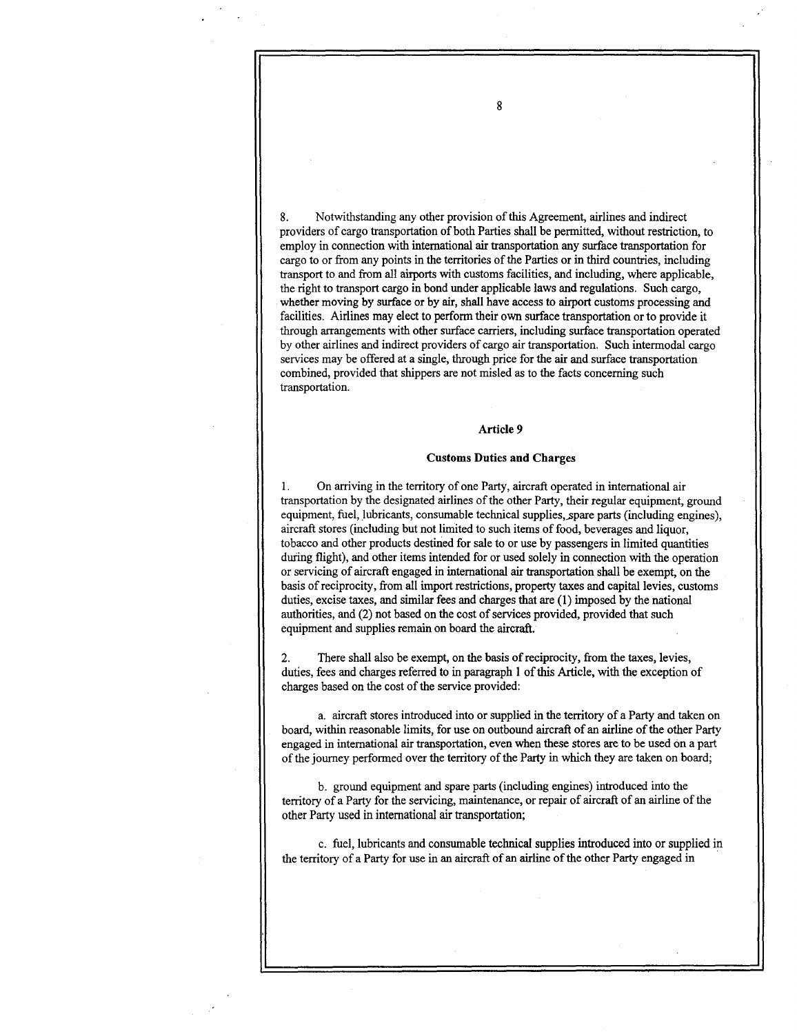8. Notwithstanding any other provision of this Agreement, airlines and indirect providers of cargo transportation of both Parties shall be permitted, without restriction, to employ in connection with international air transportation any surface transportation for cargo to or from any points in the territories of the Parties or in third countries, including transport to and from all airports with customs facilities, and including, where applicable, the right to transport cargo in bond under applicable laws and regulations. Such cargo, whether moving by surface or by air, shall have access to airport customs processing and facilities. Airlines may elect to perform their own surface transportation or to provide it through arrangements with other surface carriers, including surface transportation operated by other airlines and indirect providers of cargo air transportation. Such intermodal cargo services may be offered at a single, through price for the air and surface transportation combined, provided that shippers are not misled as to the facts concerning such transportation.

### Article 9

### Customs Duties and Charges

1. On arriving in the territory of one Party, aircraft operated in international air transportation by the designated airlines of the other Party, their regular equipment, ground equipment, fuel, lubricants, consumable technical supplies, spare parts (including engines), aircraft stores (including but not limited to such items of food, beverages and liquor, tobacco and other products destined for sale to or use by passengers in limited quantities during flight), and other items intended for or used solely in connection with the operation or servicing of aircraft engaged in international air transportation shall be exempt, on the basis of reciprocity, from all import restrictions, property taxes and capital levies, customs duties, excise taxes, and similar fees and charges that are (1) imposed by the national authorities, and (2) not based on the cost of services provided, provided that such equipment and supplies remain on board the aircraft.

2. There shall also be exempt, on the basis of reciprocity, from the taxes, levies, duties, fees and charges referred to in paragraph 1 of this Article, with the exception of charges based on the cost of the service provided:

a. aircraft stores introduced into or supplied in the territory of a Party and taken on board, within reasonable limits, for use on outbound aircraft of an airline of the other Party engaged in international air transportation, even when these stores are to be used on a part of the journey performed over the territory of the Party in which they are taken on board;

b. ground equipment and spare parts (including engines) introduced into the territory of a Party for the servicing, maintenance, or repair of aircraft of an airline of the other Party used in international air transportation;

c. fuel, lubricants and consumable technical supplies introduced into or supplied in the territory of a Party for use in an aircraft of an airline of the other Party engaged in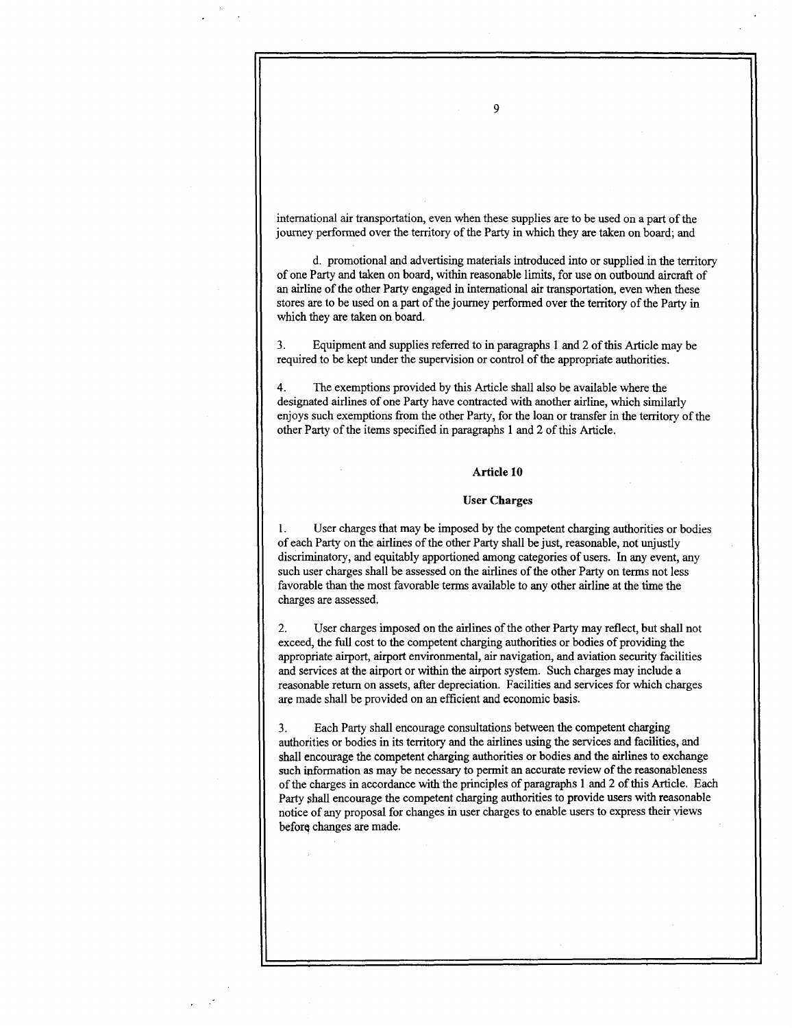international air transportation, even when these supplies are to be used on a part of the journey performed over the territory of the Party in which they are taken on board; and

d. promotional and advertising materials introduced into or supplied in the territory of one Party and taken on board, within reasonable limits, for use on outbound aircraft of an airline of the other Party engaged in international air transportation, even when these stores are to be used on a part of the journey performed over the territory of the Party in which they are taken on board.

3. Equipment and supplies referred to in paragraphs 1 and 2 of this Article may be required to be kept under the supervision or control of the appropriate authorities.

4. The exemptions provided by this Article shall also be available where the designated airlines of one Party have contracted with another airline, which similarly enjoys such exemptions from the other Party, for the loan or transfer in the territory of the other Party of the items specified in paragraphs 1 and 2 of this Article.

## Article 10

### User Charges

1. User charges that may be imposed by the competent charging authorities or bodies of each Party on the airlines of the other Party shall be just, reasonable, not unjustly discriminatory, and equitably apportioned among categories of users. In any event, any such user charges shall be assessed on the airlines of the other Party on terms not less favorable than the most favorable terms available to any other airline at the time the charges are assessed.

2. User charges imposed on the airlines of the other Party may reflect, but shall not exceed, the full cost to the competent charging authorities or bodies of providing the appropriate airport, airport environmental, air navigation, and aviation security facilities and services at the airport or within the airport system. Such charges may include a reasonable return on assets, after depreciation. Facilities and services for which charges are made shall be provided on an efficient and economic basis.

3. Each Party shall encourage consultations between the competent charging authorities or bodies in its territory and the airlines using the services and facilities, and shall encourage the competent charging authorities or bodies and the airlines to exchange such information as may be necessary to permit an accurate review of the reasonableness of the charges in accordance with the principles of paragraphs 1 and 2 of this Article. Each Party shall encourage the competent charging authorities to provide users with reasonable notice of any proposal for changes in user charges to enable users to express their views before changes are made.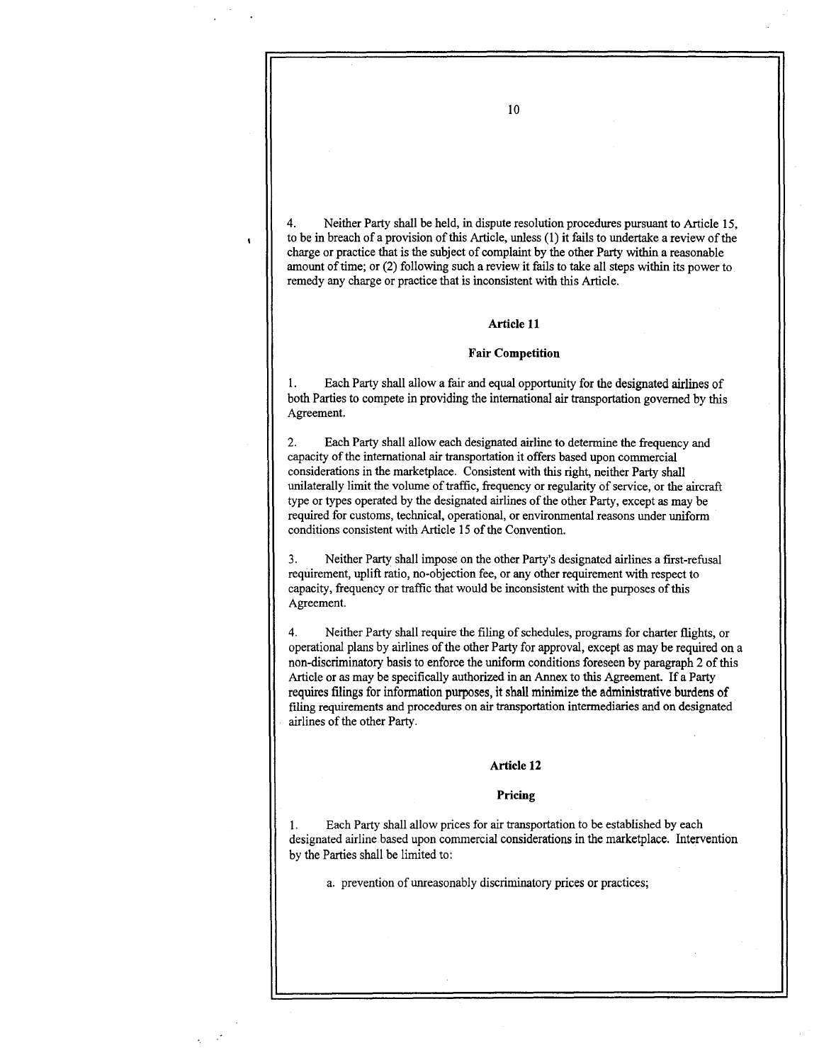4. Neither Party shall be held, in dispute resolution procedures pursuant to Article 15, to be in breach of a provision of this Article, unless (1) it fails to undertake a review of the charge or practice that is the subject of complaint by the other Party within a reasonable amount of time; or (2) following such a review it fails to take all steps within its power to remedy any charge or practice that is inconsistent with this Article.

## Article 11

## Fair Competition

1. Each Party shall allow a fair and equal opportunity for the designated airlines of both Parties to compete in providing the international air transportation governed by this Agreement.

2. Each Party shall allow each designated airline to determine the frequency and capacity of the international air transportation it offers based upon commercial considerations in the marketplace. Consistent with this right, neither Party shall unilaterally limit the volume of traffic, frequency or regularity of service, or the aircraft type or types operated by the designated airlines of the other Party, except as may be required for customs, technical, operational, or environmental reasons under uniform conditions consistent with Article 15 of the Convention.

3. Neither Party shall impose on the other Party's designated airlines a first-refusal requirement, uplift ratio, no-objection fee, or any other requirement with respect to capacity, frequency or traffic that would be inconsistent with the purposes of this Agreement.

4. Neither Party shall require the filing of schedules, programs for charter flights, or operational plans by airlines of the other Party for approval, except as may be required on a non-discriminatory basis to enforce the uniform conditions foreseen by paragraph 2 of this Article or as may be specifically authorized in an Annex to this Agreement. If a Party requires filings for information purposes, it shall minimize the administrative burdens of filing requirements and procedures on air transportation intermediaries and on designated airlines of the other Party.

## Article 12

## Pricing

1. Each Party shall allow prices for air transportation to be established by each designated airline based upon commercial considerations in the marketplace. Intervention by the Parties shall be limited to:

   a. prevention of unreasonably discriminatory prices or practices;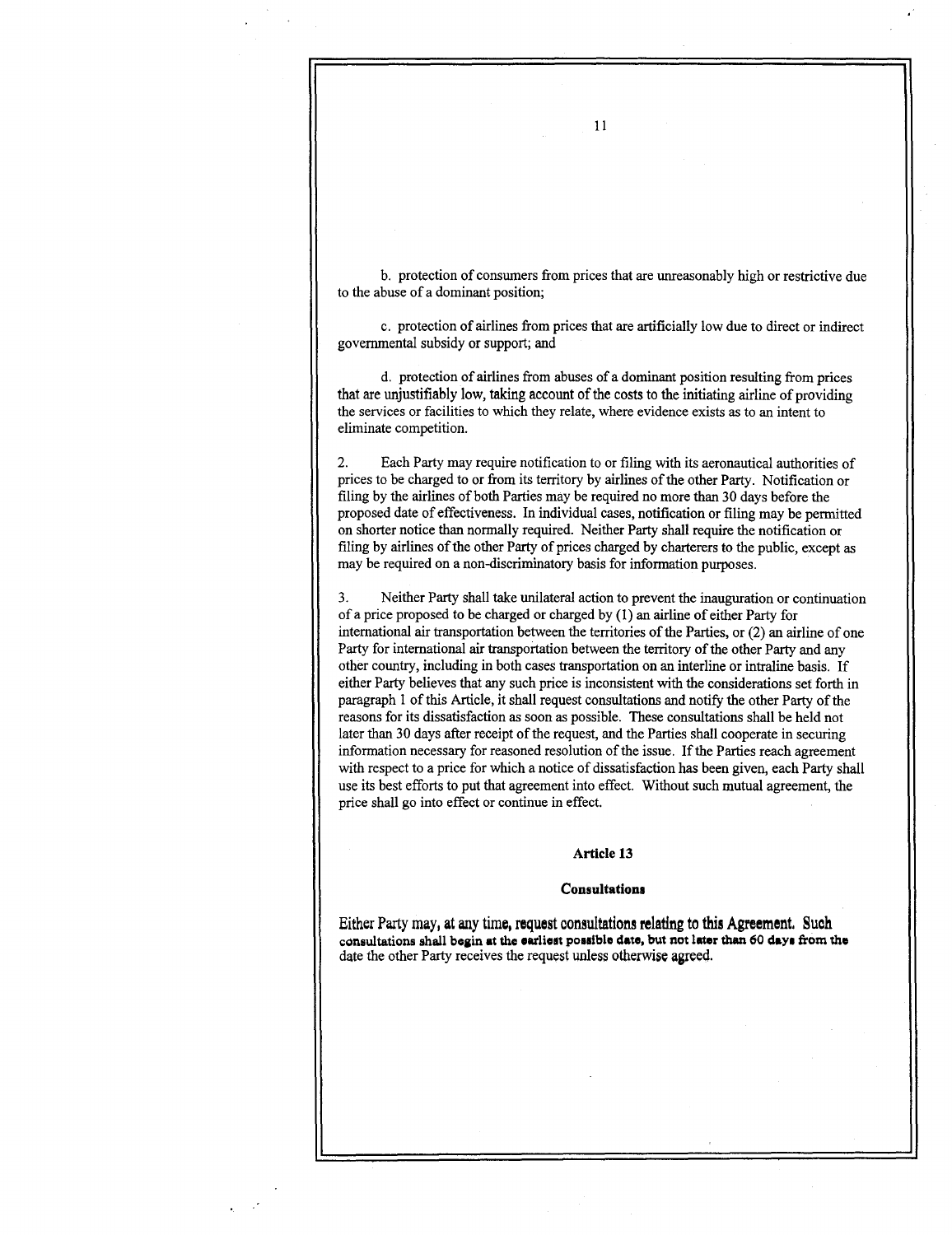b. protection of consumers from prices that are unreasonably high or restrictive due to the abuse of a dominant position;

c. protection of airlines from prices that are artificially low due to direct or indirect governmental subsidy or support; and

d. protection of airlines from abuses of a dominant position resulting from prices that are unjustifiably low, taking account of the costs to the initiating airline of providing the services or facilities to which they relate, where evidence exists as to an intent to eliminate competition.

2. Each Party may require notification to or filing with its aeronautical authorities of prices to be charged to or from its territory by airlines of the other Party. Notification or filing by the airlines of both Parties may be required no more than 30 days before the proposed date of effectiveness. In individual cases, notification or filing may be permitted on shorter notice than normally required. Neither Party shall require the notification or filing by airlines of the other Party of prices charged by charterers to the public, except as may be required on a non-discriminatory basis for information purposes.

3. Neither Party shall take unilateral action to prevent the inauguration or continuation of a price proposed to be charged or charged by (1) an airline of either Party for international air transportation between the territories of the Parties, or (2) an airline of one Party for international air transportation between the territory of the other Party and any other country, including in both cases transportation on an interline or intraline basis. If either Party believes that any such price is inconsistent with the considerations set forth in paragraph 1 of this Article, it shall request consultations and notify the other Party of the reasons for its dissatisfaction as soon as possible. These consultations shall be held not later than 30 days after receipt of the request, and the Parties shall cooperate in securing information necessary for reasoned resolution of the issue. If the Parties reach agreement with respect to a price for which a notice of dissatisfaction has been given, each Party shall use its best efforts to put that agreement into effect. Without such mutual agreement, the price shall go into effect or continue in effect.

## Article 13

### Consultations

Either Party may, at any time, request consultations relating to this Agreement. Such consultations shall begin at the earliest possible date, but not later than 60 days from the date the other Party receives the request unless otherwise agreed.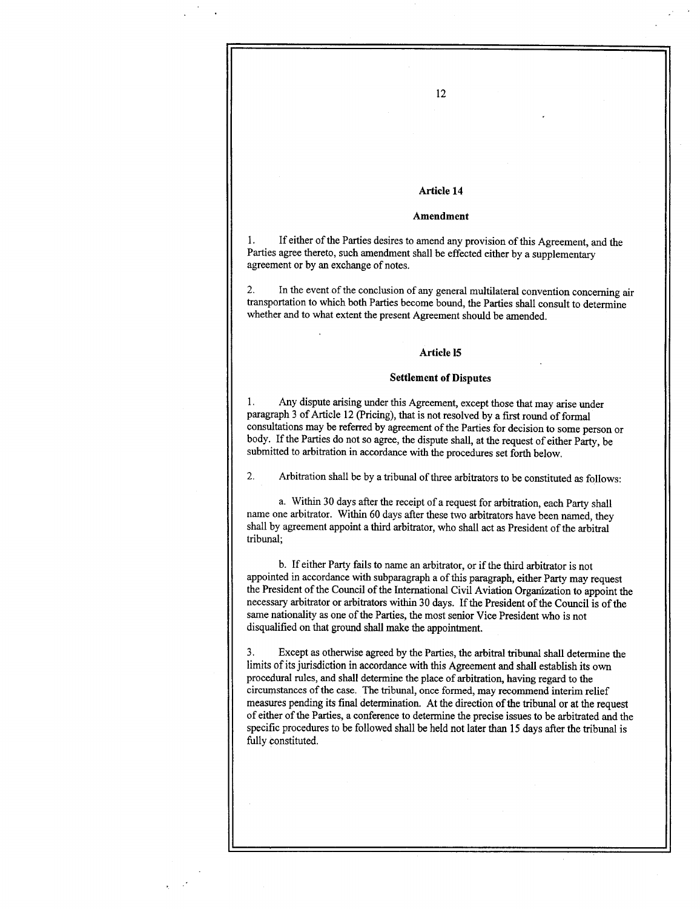## Article 14

### Amendment

1. If either of the Parties desires to amend any provision of this Agreement, and the Parties agree thereto, such amendment shall be effected either by a supplementary agreement or by an exchange of notes.

2. In the event of the conclusion of any general multilateral convention concerning air transportation to which both Parties become bound, the Parties shall consult to determine whether and to what extent the present Agreement should be amended.

## Article 15

### Settlement of Disputes

1. Any dispute arising under this Agreement, except those that may arise under paragraph 3 of Article 12 (Pricing), that is not resolved by a first round of formal consultations may be referred by agreement of the Parties for decision to some person or body. If the Parties do not so agree, the dispute shall, at the request of either Party, be submitted to arbitration in accordance with the procedures set forth below.

2. Arbitration shall be by a tribunal of three arbitrators to be constituted as follows:

a. Within 30 days after the receipt of a request for arbitration, each Party shall name one arbitrator. Within 60 days after these two arbitrators have been named, they shall by agreement appoint a third arbitrator, who shall act as President of the arbitral tribunal;

b. If either Party fails to name an arbitrator, or if the third arbitrator is not appointed in accordance with subparagraph a of this paragraph, either Party may request the President of the Council of the International Civil Aviation Organization to appoint the necessary arbitrator or arbitrators within 30 days. If the President of the Council is of the same nationality as one of the Parties, the most senior Vice President who is not disqualified on that ground shall make the appointment.

3. Except as otherwise agreed by the Parties, the arbitral tribunal shall determine the limits of its jurisdiction in accordance with this Agreement and shall establish its own procedural rules, and shall determine the place of arbitration, having regard to the circumstances of the case. The tribunal, once formed, may recommend interim relief measures pending its final determination. At the direction of the tribunal or at the request of either of the Parties, a conference to determine the precise issues to be arbitrated and the specific procedures to be followed shall be held not later than 15 days after the tribunal is fully constituted.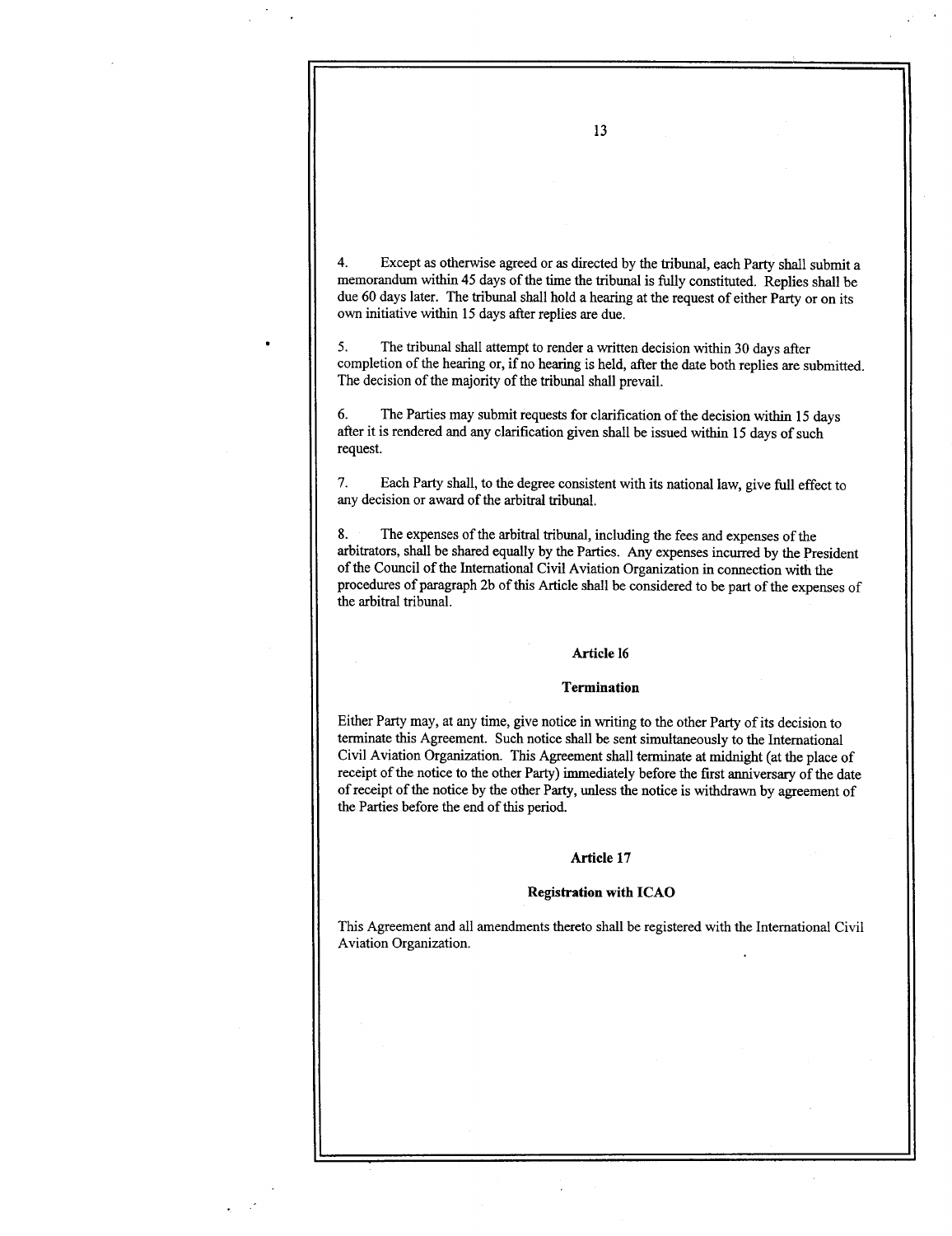4. Except as otherwise agreed or as directed by the tribunal, each Party shall submit a memorandum within 45 days of the time the tribunal is fully constituted. Replies shall be due 60 days later. The tribunal shall hold a hearing at the request of either Party or on its own initiative within 15 days after replies are due.

5. The tribunal shall attempt to render a written decision within 30 days after completion of the hearing or, if no hearing is held, after the date both replies are submitted. The decision of the majority of the tribunal shall prevail.

6. The Parties may submit requests for clarification of the decision within 15 days after it is rendered and any clarification given shall be issued within 15 days of such request.

7. Each Party shall, to the degree consistent with its national law, give full effect to any decision or award of the arbitral tribunal.

8. The expenses of the arbitral tribunal, including the fees and expenses of the arbitrators, shall be shared equally by the Parties. Any expenses incurred by the President of the Council of the International Civil Aviation Organization in connection with the procedures of paragraph 2b of this Article shall be considered to be part of the expenses of the arbitral tribunal.

## Article 16

## Termination

Either Party may, at any time, give notice in writing to the other Party of its decision to terminate this Agreement. Such notice shall be sent simultaneously to the International Civil Aviation Organization. This Agreement shall terminate at midnight (at the place of receipt of the notice to the other Party) immediately before the first anniversary of the date of receipt of the notice by the other Party, unless the notice is withdrawn by agreement of the Parties before the end of this period.

## Article 17

## Registration with ICAO

This Agreement and all amendments thereto shall be registered with the International Civil Aviation Organization.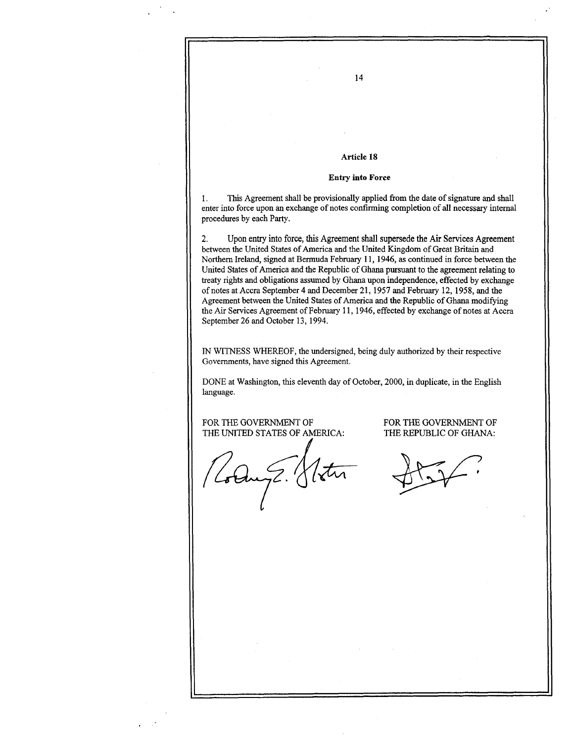### Article 18

#### Entry into Force

1. This Agreement shall be provisionally applied from the date of signature and shall enter into force upon an exchange of notes confirming completion of all necessary internal procedures by each Party.

2. Upon entry into force, this Agreement shall supersede the Air Services Agreement between the United States of America and the United Kingdom of Great Britain and Northern Ireland, signed at Bermuda February 11, 1946, as continued in force between the United States of America and the Republic of Ghana pursuant to the agreement relating to treaty rights and obligations assumed by Ghana upon independence, effected by exchange of notes at Accra September 4 and December 21, 1957 and February 12, 1958, and the Agreement between the United States of America and the Republic of Ghana modifying the Air Services Agreement of February 11, 1946, effected by exchange of notes at Accra September 26 and October 13, 1994.

IN WITNESS WHEREOF, the undersigned, being duly authorized by their respective Governments, have signed this Agreement.

DONE at Washington, this eleventh day of October, 2000, in duplicate, in the English language.

FOR THE GOVERNMENT OF THE UNITED STATES OF AMERICA:

FOR THE GOVERNMENT OF THE REPUBLIC OF GHANA: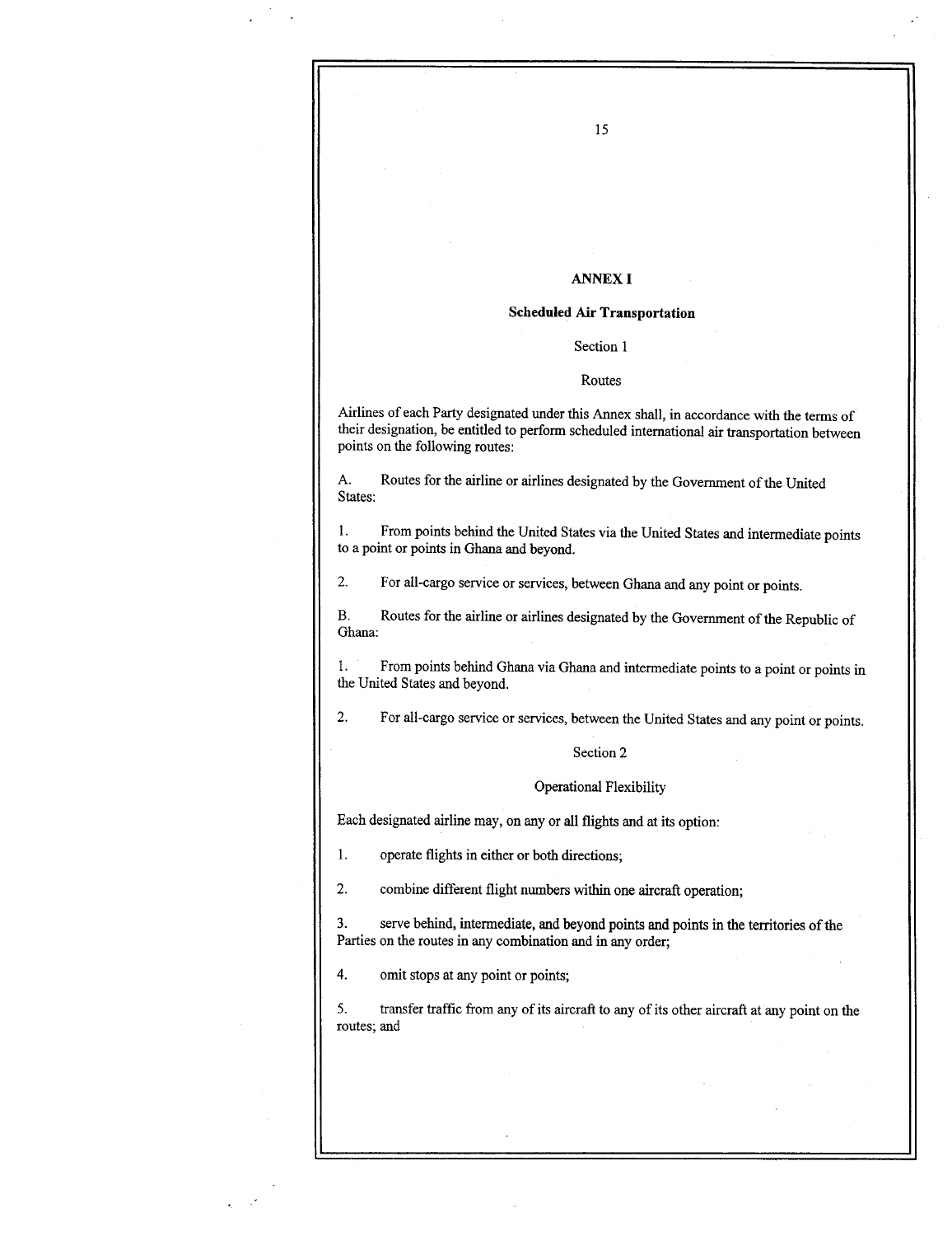# ANNEX I

## Scheduled Air Transportation

### Section 1

### Routes

Airlines of each Party designated under this Annex shall, in accordance with the terms of their designation, be entitled to perform scheduled international air transportation between points on the following routes:

A. Routes for the airline or airlines designated by the Government of the United States:

1. From points behind the United States via the United States and intermediate points to a point or points in Ghana and beyond.

2. For all-cargo service or services, between Ghana and any point or points.

B. Routes for the airline or airlines designated by the Government of the Republic of Ghana:

1. From points behind Ghana via Ghana and intermediate points to a point or points in the United States and beyond.

2. For all-cargo service or services, between the United States and any point or points.

### Section 2

### Operational Flexibility

Each designated airline may, on any or all flights and at its option:

1. operate flights in either or both directions;

2. combine different flight numbers within one aircraft operation;

3. serve behind, intermediate, and beyond points and points in the territories of the Parties on the routes in any combination and in any order;

4. omit stops at any point or points;

5. transfer traffic from any of its aircraft to any of its other aircraft at any point on the routes; and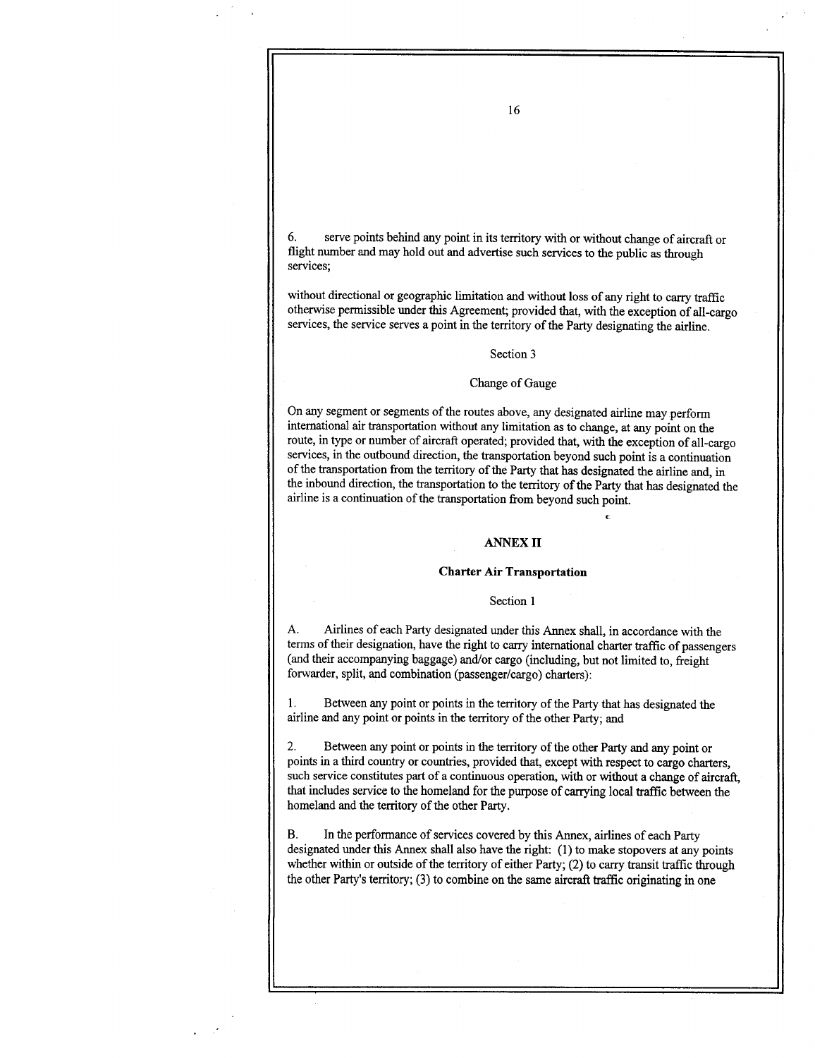6. serve points behind any point in its territory with or without change of aircraft or flight number and may hold out and advertise such services to the public as through services;

without directional or geographic limitation and without loss of any right to carry traffic otherwise permissible under this Agreement; provided that, with the exception of all-cargo services, the service serves a point in the territory of the Party designating the airline.

Section 3

Change of Gauge

On any segment or segments of the routes above, any designated airline may perform international air transportation without any limitation as to change, at any point on the route, in type or number of aircraft operated; provided that, with the exception of all-cargo services, in the outbound direction, the transportation beyond such point is a continuation of the transportation from the territory of the Party that has designated the airline and, in the inbound direction, the transportation to the territory of the Party that has designated the airline is a continuation of the transportation from beyond such point.

## ANNEX II

### Charter Air Transportation

Section 1

A. Airlines of each Party designated under this Annex shall, in accordance with the terms of their designation, have the right to carry international charter traffic of passengers (and their accompanying baggage) and/or cargo (including, but not limited to, freight forwarder, split, and combination (passenger/cargo) charters):

1. Between any point or points in the territory of the Party that has designated the airline and any point or points in the territory of the other Party; and

2. Between any point or points in the territory of the other Party and any point or points in a third country or countries, provided that, except with respect to cargo charters, such service constitutes part of a continuous operation, with or without a change of aircraft, that includes service to the homeland for the purpose of carrying local traffic between the homeland and the territory of the other Party.

B. In the performance of services covered by this Annex, airlines of each Party designated under this Annex shall also have the right: (1) to make stopovers at any points whether within or outside of the territory of either Party; (2) to carry transit traffic through the other Party's territory; (3) to combine on the same aircraft traffic originating in one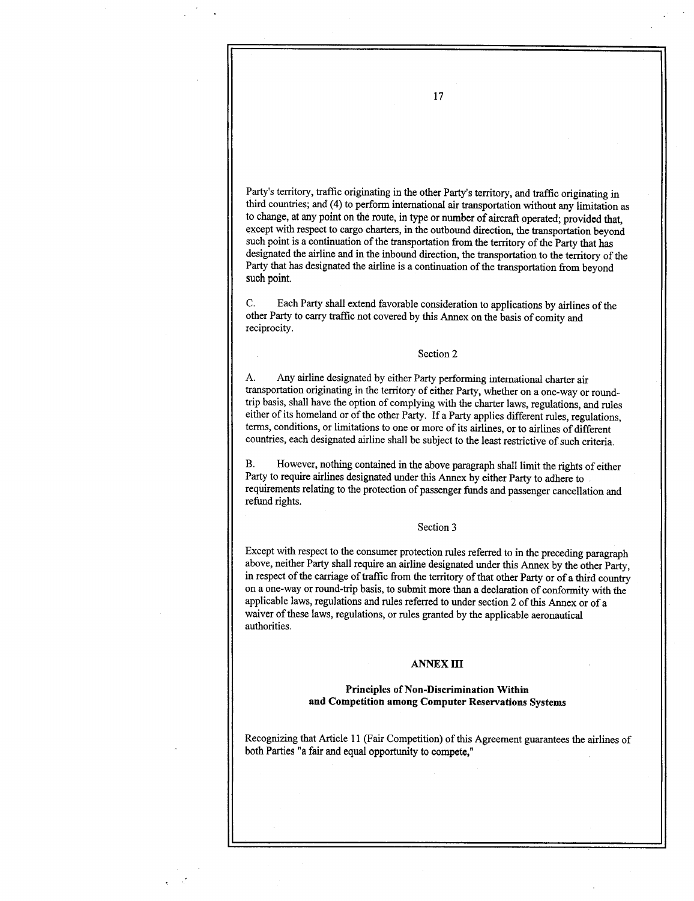Party's territory, traffic originating in the other Party's territory, and traffic originating in third countries; and (4) to perform international air transportation without any limitation as to change, at any point on the route, in type or number of aircraft operated; provided that, except with respect to cargo charters, in the outbound direction, the transportation beyond such point is a continuation of the transportation from the territory of the Party that has designated the airline and in the inbound direction, the transportation to the territory of the Party that has designated the airline is a continuation of the transportation from beyond such point.

C. Each Party shall extend favorable consideration to applications by airlines of the other Party to carry traffic not covered by this Annex on the basis of comity and reciprocity.

Section 2

A. Any airline designated by either Party performing international charter air transportation originating in the territory of either Party, whether on a one-way or round-trip basis, shall have the option of complying with the charter laws, regulations, and rules either of its homeland or of the other Party. If a Party applies different rules, regulations, terms, conditions, or limitations to one or more of its airlines, or to airlines of different countries, each designated airline shall be subject to the least restrictive of such criteria.

B. However, nothing contained in the above paragraph shall limit the rights of either Party to require airlines designated under this Annex by either Party to adhere to requirements relating to the protection of passenger funds and passenger cancellation and refund rights.

Section 3

Except with respect to the consumer protection rules referred to in the preceding paragraph above, neither Party shall require an airline designated under this Annex by the other Party, in respect of the carriage of traffic from the territory of that other Party or of a third country on a one-way or round-trip basis, to submit more than a declaration of conformity with the applicable laws, regulations and rules referred to under section 2 of this Annex or of a waiver of these laws, regulations, or rules granted by the applicable aeronautical authorities.

## ANNEX III

### Principles of Non-Discrimination Within and Competition among Computer Reservations Systems

Recognizing that Article 11 (Fair Competition) of this Agreement guarantees the airlines of both Parties "a fair and equal opportunity to compete,"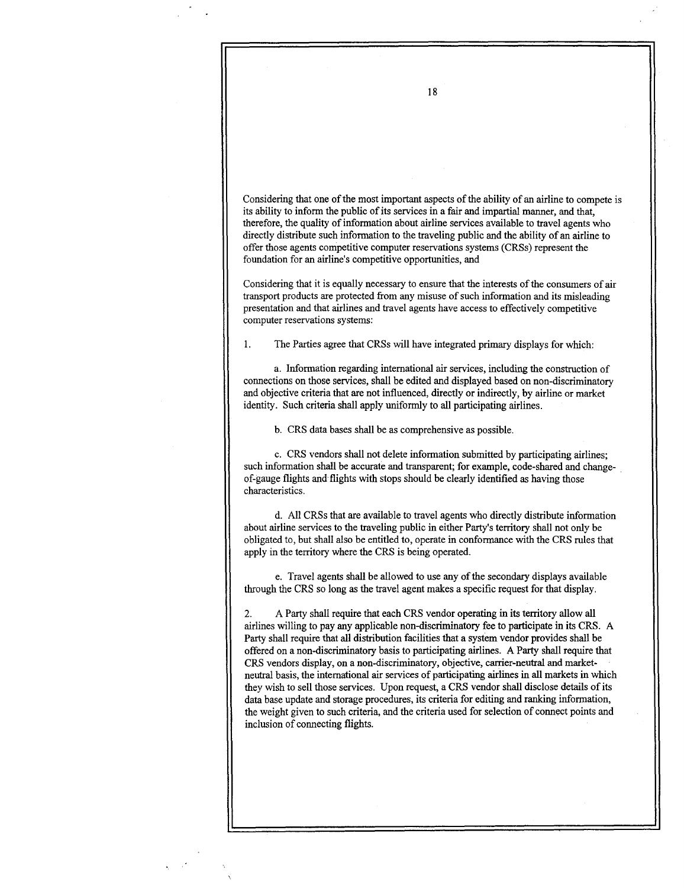Considering that one of the most important aspects of the ability of an airline to compete is its ability to inform the public of its services in a fair and impartial manner, and that, therefore, the quality of information about airline services available to travel agents who directly distribute such information to the traveling public and the ability of an airline to offer those agents competitive computer reservations systems (CRSs) represent the foundation for an airline's competitive opportunities, and

Considering that it is equally necessary to ensure that the interests of the consumers of air transport products are protected from any misuse of such information and its misleading presentation and that airlines and travel agents have access to effectively competitive computer reservations systems:

1. The Parties agree that CRSs will have integrated primary displays for which:

    a. Information regarding international air services, including the construction of connections on those services, shall be edited and displayed based on non-discriminatory and objective criteria that are not influenced, directly or indirectly, by airline or market identity. Such criteria shall apply uniformly to all participating airlines.

    b. CRS data bases shall be as comprehensive as possible.

    c. CRS vendors shall not delete information submitted by participating airlines; such information shall be accurate and transparent; for example, code-shared and change-of-gauge flights and flights with stops should be clearly identified as having those characteristics.

    d. All CRSs that are available to travel agents who directly distribute information about airline services to the traveling public in either Party's territory shall not only be obligated to, but shall also be entitled to, operate in conformance with the CRS rules that apply in the territory where the CRS is being operated.

    e. Travel agents shall be allowed to use any of the secondary displays available through the CRS so long as the travel agent makes a specific request for that display.

2. A Party shall require that each CRS vendor operating in its territory allow all airlines willing to pay any applicable non-discriminatory fee to participate in its CRS. A Party shall require that all distribution facilities that a system vendor provides shall be offered on a non-discriminatory basis to participating airlines. A Party shall require that CRS vendors display, on a non-discriminatory, objective, carrier-neutral and market-neutral basis, the international air services of participating airlines in all markets in which they wish to sell those services. Upon request, a CRS vendor shall disclose details of its data base update and storage procedures, its criteria for editing and ranking information, the weight given to such criteria, and the criteria used for selection of connect points and inclusion of connecting flights.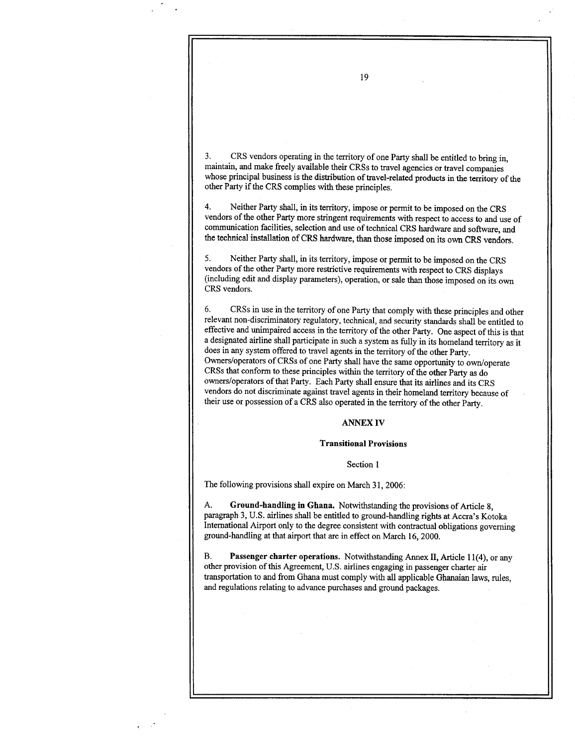3. CRS vendors operating in the territory of one Party shall be entitled to bring in, maintain, and make freely available their CRSs to travel agencies or travel companies whose principal business is the distribution of travel-related products in the territory of the other Party if the CRS complies with these principles.

4. Neither Party shall, in its territory, impose or permit to be imposed on the CRS vendors of the other Party more stringent requirements with respect to access to and use of communication facilities, selection and use of technical CRS hardware and software, and the technical installation of CRS hardware, than those imposed on its own CRS vendors.

5. Neither Party shall, in its territory, impose or permit to be imposed on the CRS vendors of the other Party more restrictive requirements with respect to CRS displays (including edit and display parameters), operation, or sale than those imposed on its own CRS vendors.

6. CRSs in use in the territory of one Party that comply with these principles and other relevant non-discriminatory regulatory, technical, and security standards shall be entitled to effective and unimpaired access in the territory of the other Party. One aspect of this is that a designated airline shall participate in such a system as fully in its homeland territory as it does in any system offered to travel agents in the territory of the other Party. Owners/operators of CRSs of one Party shall have the same opportunity to own/operate CRSs that conform to these principles within the territory of the other Party as do owners/operators of that Party. Each Party shall ensure that its airlines and its CRS vendors do not discriminate against travel agents in their homeland territory because of their use or possession of a CRS also operated in the territory of the other Party.

## ANNEX IV

### Transitional Provisions

Section 1

The following provisions shall expire on March 31, 2006:

A. **Ground-handling in Ghana.** Notwithstanding the provisions of Article 8, paragraph 3, U.S. airlines shall be entitled to ground-handling rights at Accra's Kotoka International Airport only to the degree consistent with contractual obligations governing ground-handling at that airport that are in effect on March 16, 2000.

B. **Passenger charter operations.** Notwithstanding Annex II, Article 11(4), or any other provision of this Agreement, U.S. airlines engaging in passenger charter air transportation to and from Ghana must comply with all applicable Ghanaian laws, rules, and regulations relating to advance purchases and ground packages.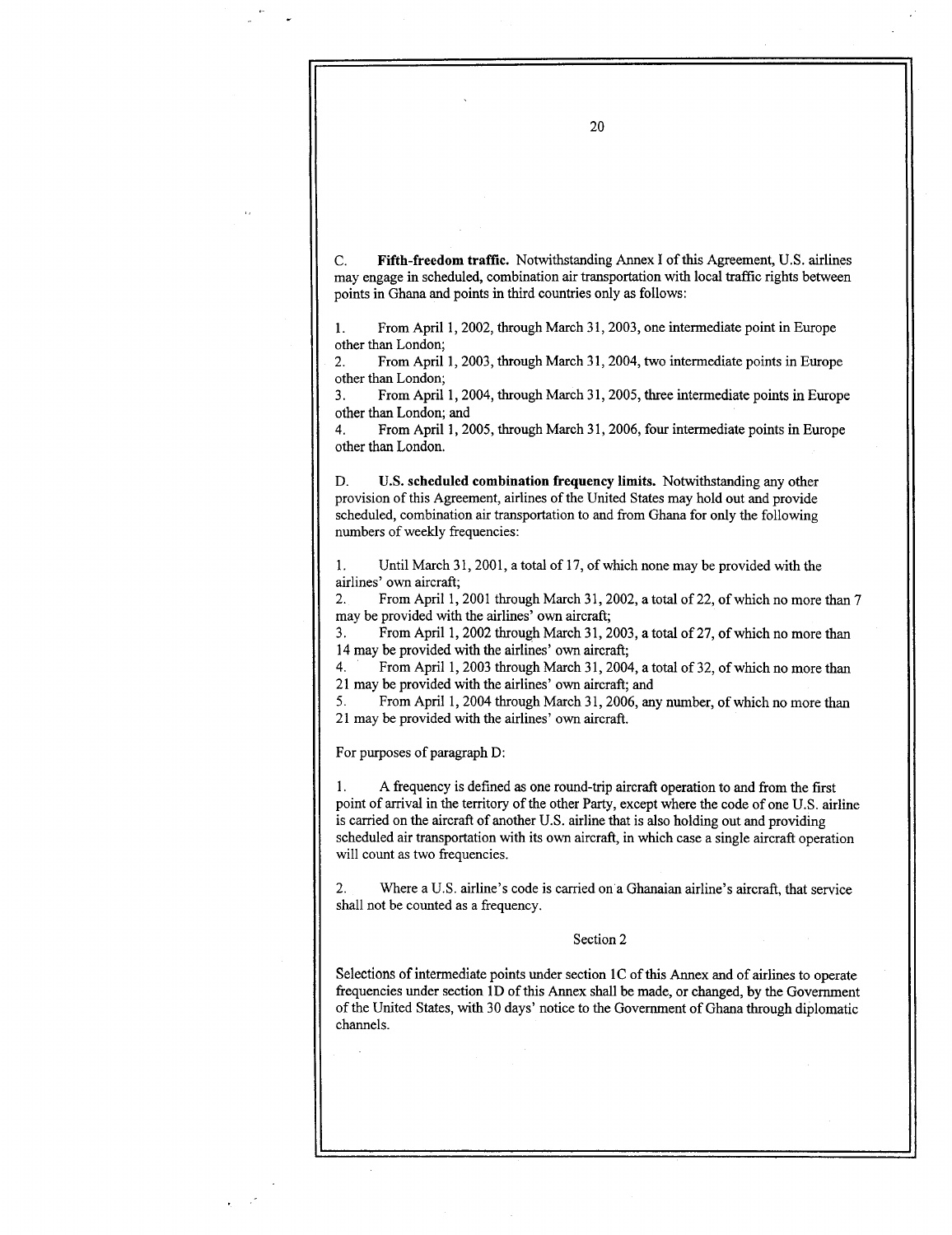C. **Fifth-freedom traffic.** Notwithstanding Annex I of this Agreement, U.S. airlines may engage in scheduled, combination air transportation with local traffic rights between points in Ghana and points in third countries only as follows:

1. From April 1, 2002, through March 31, 2003, one intermediate point in Europe other than London;
2. From April 1, 2003, through March 31, 2004, two intermediate points in Europe other than London;
3. From April 1, 2004, through March 31, 2005, three intermediate points in Europe other than London; and
4. From April 1, 2005, through March 31, 2006, four intermediate points in Europe other than London.

D. **U.S. scheduled combination frequency limits.** Notwithstanding any other provision of this Agreement, airlines of the United States may hold out and provide scheduled, combination air transportation to and from Ghana for only the following numbers of weekly frequencies:

1. Until March 31, 2001, a total of 17, of which none may be provided with the airlines' own aircraft;
2. From April 1, 2001 through March 31, 2002, a total of 22, of which no more than 7 may be provided with the airlines' own aircraft;
3. From April 1, 2002 through March 31, 2003, a total of 27, of which no more than 14 may be provided with the airlines' own aircraft;
4. From April 1, 2003 through March 31, 2004, a total of 32, of which no more than 21 may be provided with the airlines' own aircraft; and
5. From April 1, 2004 through March 31, 2006, any number, of which no more than 21 may be provided with the airlines' own aircraft.

For purposes of paragraph D:

1. A frequency is defined as one round-trip aircraft operation to and from the first point of arrival in the territory of the other Party, except where the code of one U.S. airline is carried on the aircraft of another U.S. airline that is also holding out and providing scheduled air transportation with its own aircraft, in which case a single aircraft operation will count as two frequencies.

2. Where a U.S. airline's code is carried on a Ghanaian airline's aircraft, that service shall not be counted as a frequency.

Section 2

Selections of intermediate points under section 1C of this Annex and of airlines to operate frequencies under section 1D of this Annex shall be made, or changed, by the Government of the United States, with 30 days' notice to the Government of Ghana through diplomatic channels.